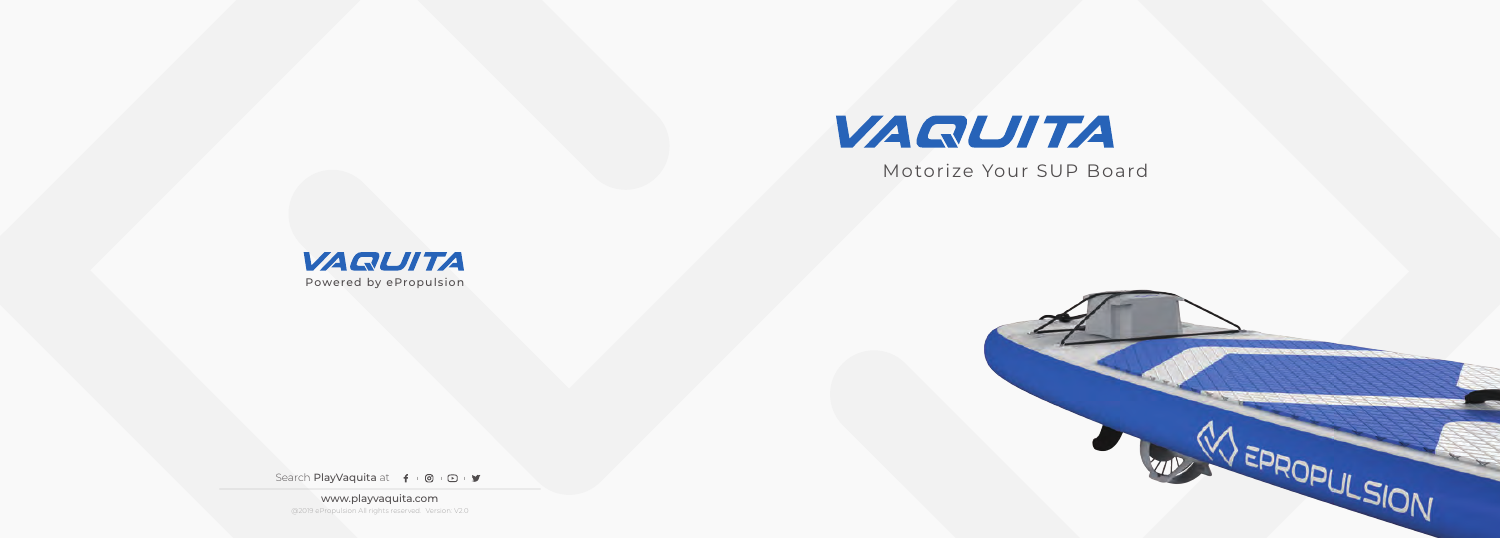# VAQUITA

Motorize Your SUP Board

VAQUITA

Powered by ePropulsion

Search PlayVaquita at

www.playvaquita.com

@2019 ePropulsion All rights reserved. Version: V2.0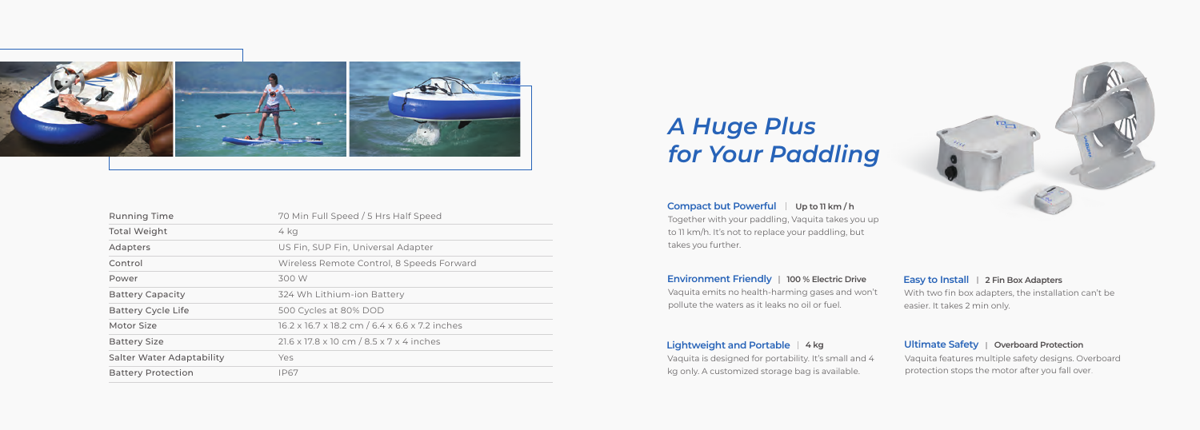| | |
|---|---|
| Running Time | 70 Min Full Speed / 5 Hrs Half Speed |
| Total Weight | 4 kg |
| Adapters | US Fin, SUP Fin, Universal Adapter |
| Control | Wireless Remote Control, 8 Speeds Forward |
| Power | 300 W |
| Battery Capacity | 324 Wh Lithium-ion Battery |
| Battery Cycle Life | 500 Cycles at 80% DOD |
| Motor Size | 16.2 x 16.7 x 18.2 cm / 6.4 x 6.6 x 7.2 inches |
| Battery Size | 21.6 x 17.8 x 10 cm / 8.5 x 7 x 4 inches |
| Salter Water Adaptability | Yes |
| Battery Protection | IP67 |

# *A Huge Plus for Your Paddling*

**Compact but Powerful | Up to 11 km / h**

Together with your paddling, Vaquita takes you up to 11 km/h. It's not to replace your paddling, but takes you further.

**Environment Friendly | 100 % Electric Drive**

Vaquita emits no health-harming gases and won't pollute the waters as it leaks no oil or fuel.

**Lightweight and Portable | 4 kg**

Vaquita is designed for portability. It's small and 4 kg only. A customized storage bag is available.

**Easy to Install | 2 Fin Box Adapters**

With two fin box adapters, the installation can't be easier. It takes 2 min only.

**Ultimate Safety | Overboard Protection**

Vaquita features multiple safety designs. Overboard protection stops the motor after you fall over.